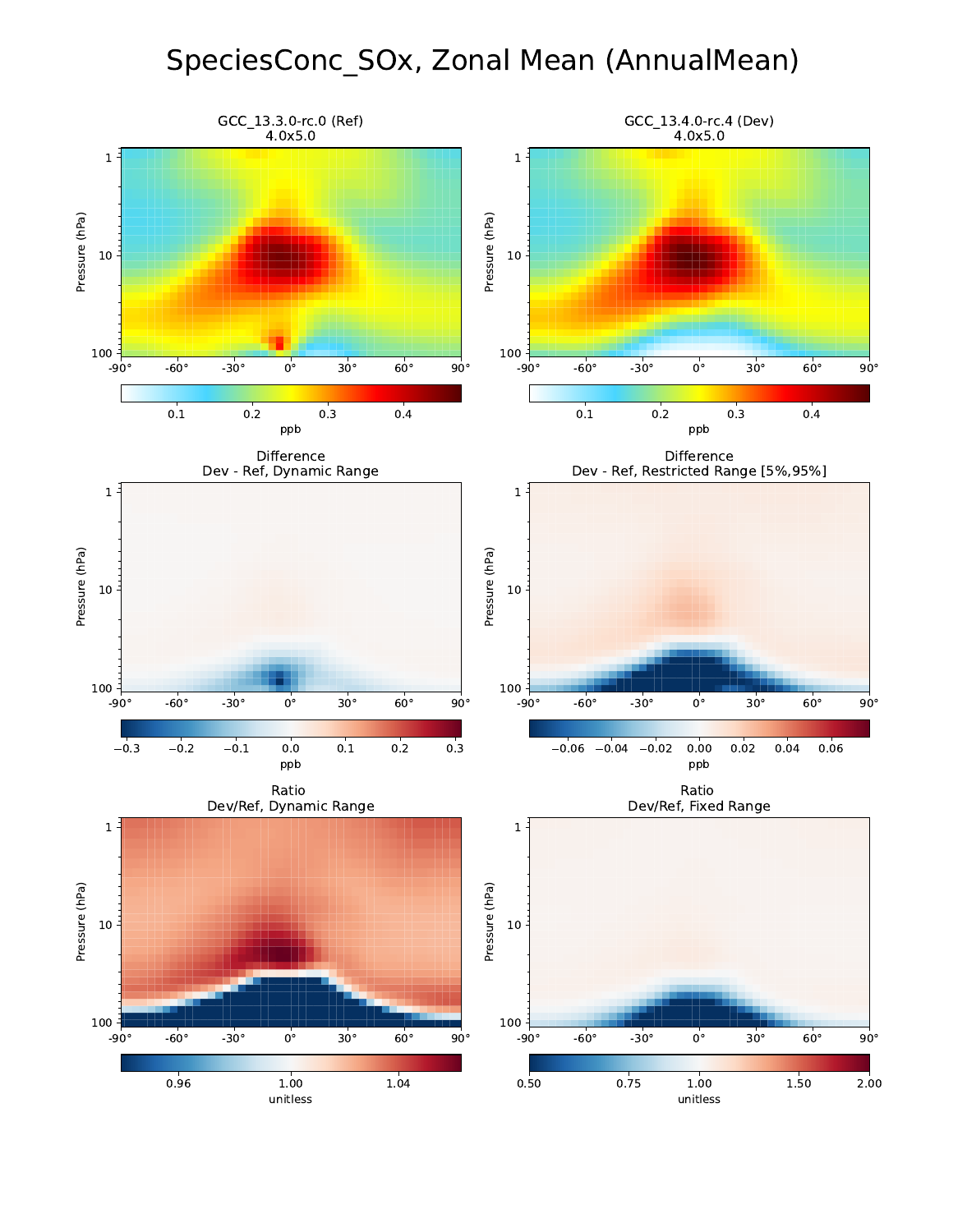# SpeciesConc_SOx, Zonal Mean (AnnualMean)

GCC_13.3.0-rc.0 (Ref)
4.0x5.0

GCC_13.4.0-rc.4 (Dev)
4.0x5.0

Difference
Dev - Ref, Dynamic Range

Difference
Dev - Ref, Restricted Range [5%,95%]

Ratio
Dev/Ref, Dynamic Range

Ratio
Dev/Ref, Fixed Range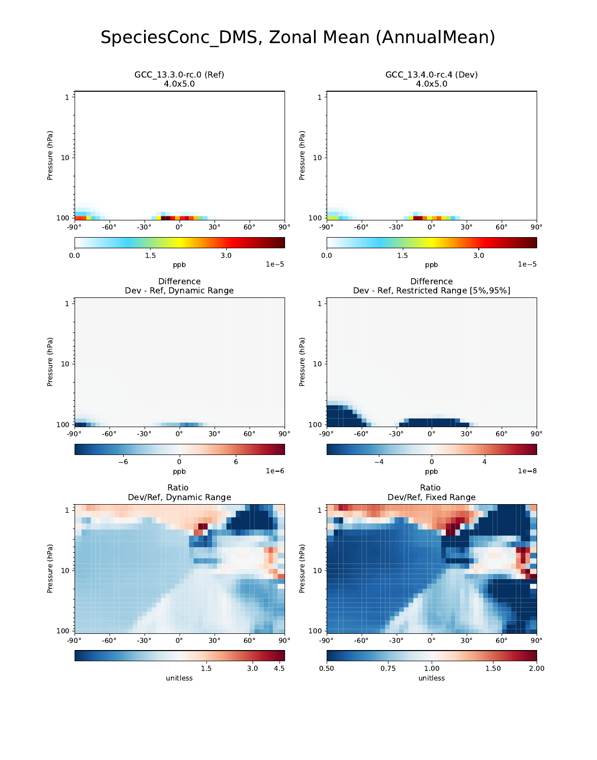# SpeciesConc_DMS, Zonal Mean (AnnualMean)

GCC_13.3.0-rc.0 (Ref)
4.0x5.0

GCC_13.4.0-rc.4 (Dev)
4.0x5.0

Difference
Dev - Ref, Dynamic Range

Difference
Dev - Ref, Restricted Range [5%,95%]

Ratio
Dev/Ref, Dynamic Range

Ratio
Dev/Ref, Fixed Range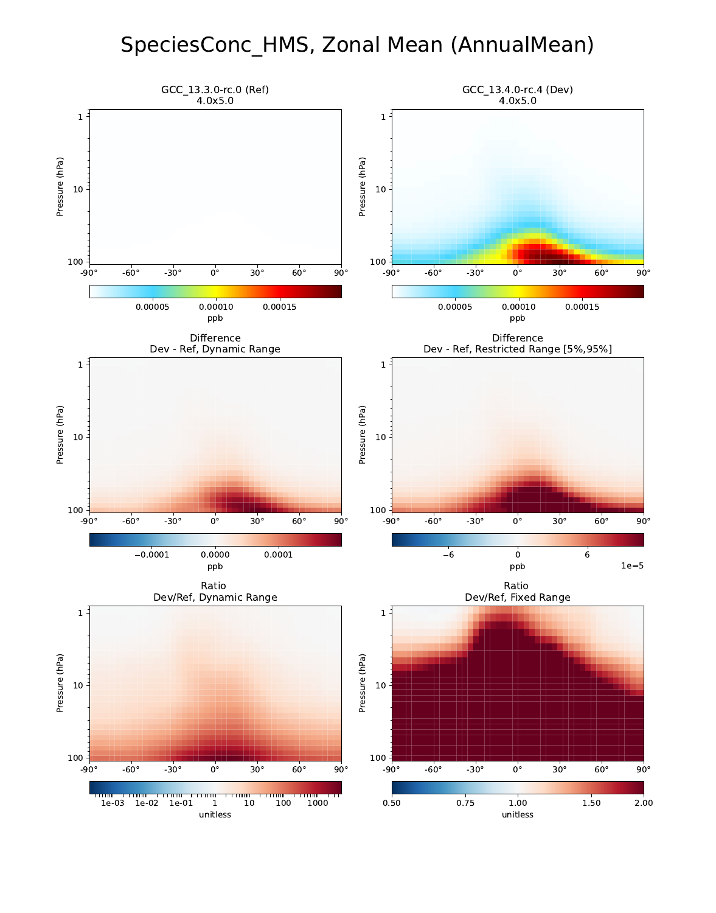# SpeciesConc_HMS, Zonal Mean (AnnualMean)

GCC_13.3.0-rc.0 (Ref)
4.0x5.0

GCC_13.4.0-rc.4 (Dev)
4.0x5.0

Difference
Dev - Ref, Dynamic Range

Difference
Dev - Ref, Restricted Range [5%,95%]

Ratio
Dev/Ref, Dynamic Range

Ratio
Dev/Ref, Fixed Range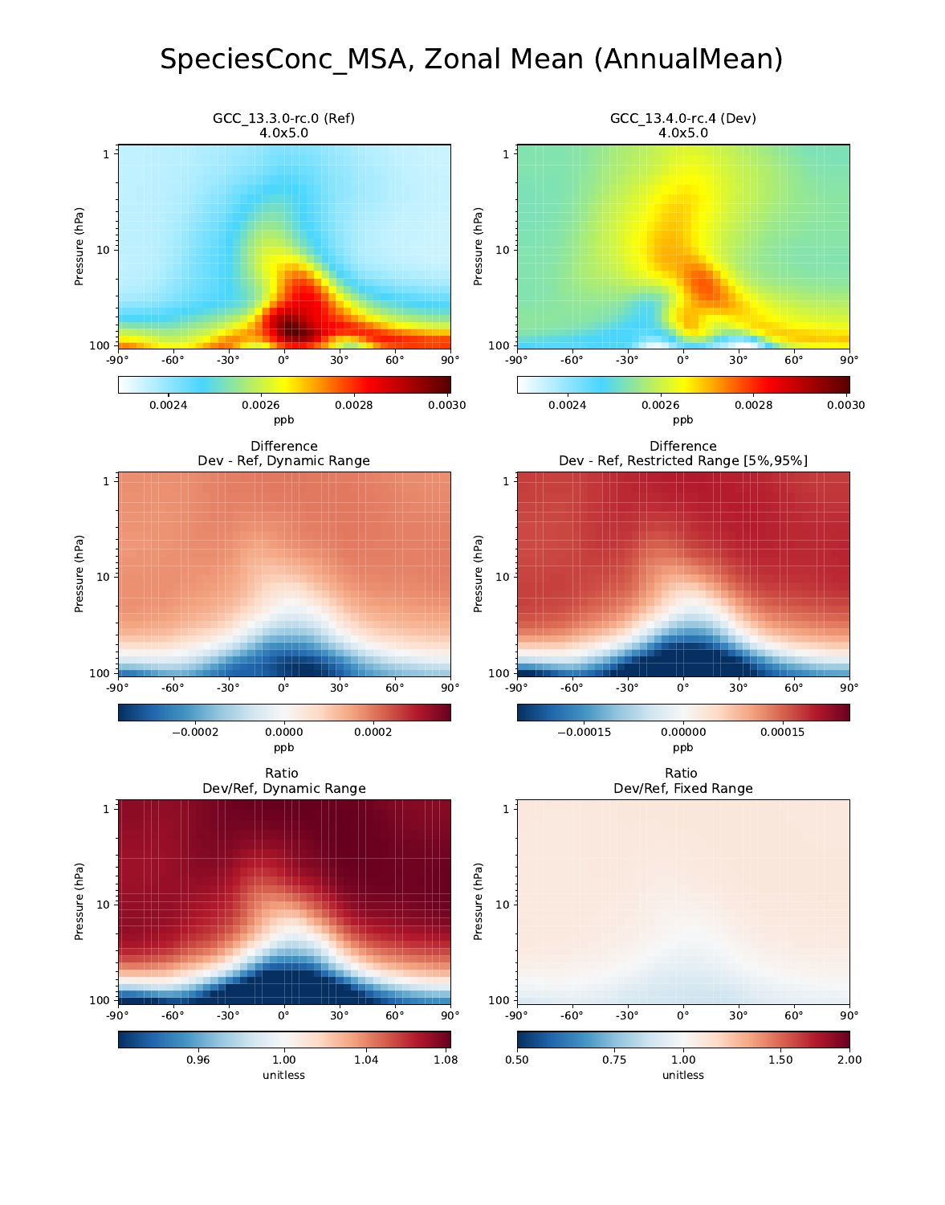# SpeciesConc_MSA, Zonal Mean (AnnualMean)

GCC_13.3.0-rc.0 (Ref)
4.0x5.0

GCC_13.4.0-rc.4 (Dev)
4.0x5.0

Difference
Dev - Ref, Dynamic Range

Difference
Dev - Ref, Restricted Range [5%,95%]

Ratio
Dev/Ref, Dynamic Range

Ratio
Dev/Ref, Fixed Range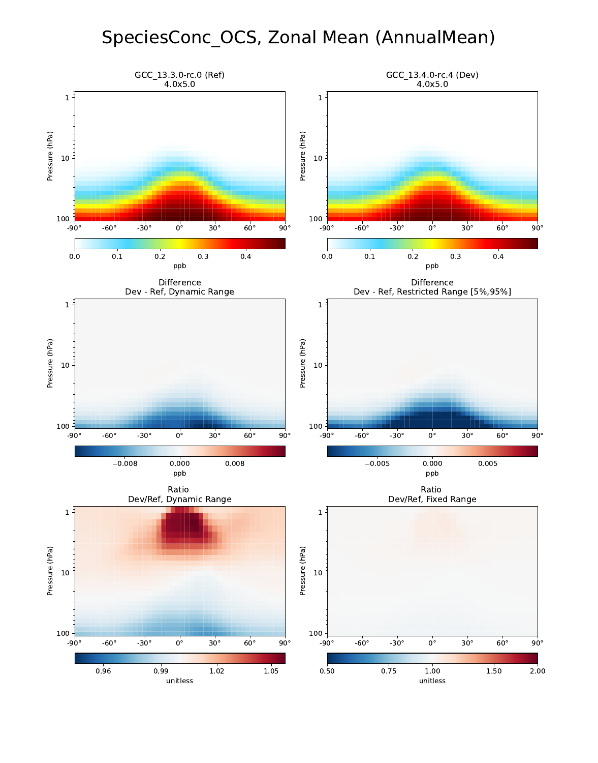# SpeciesConc_OCS, Zonal Mean (AnnualMean)

GCC_13.3.0-rc.0 (Ref)
4.0x5.0

GCC_13.4.0-rc.4 (Dev)
4.0x5.0

Difference
Dev - Ref, Dynamic Range

Difference
Dev - Ref, Restricted Range [5%,95%]

Ratio
Dev/Ref, Dynamic Range

Ratio
Dev/Ref, Fixed Range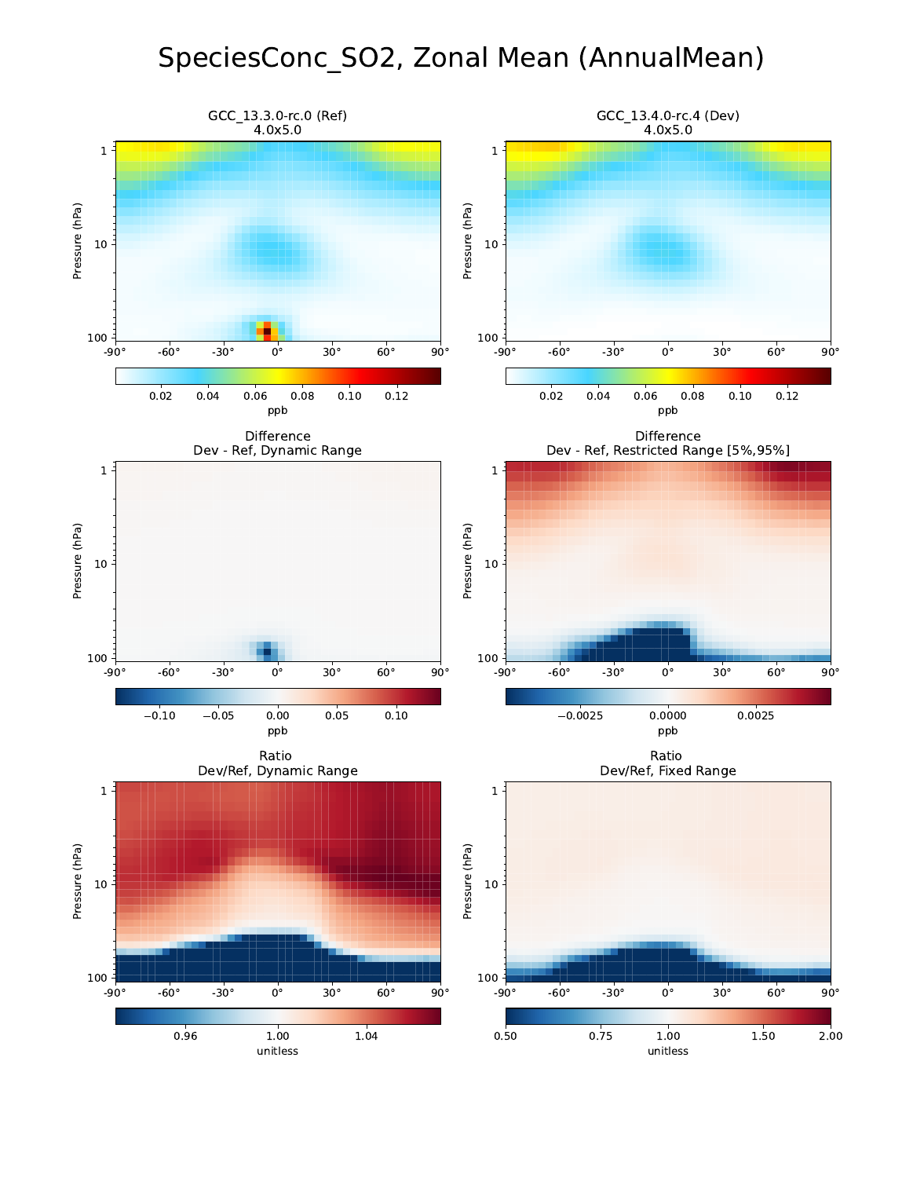# SpeciesConc_SO2, Zonal Mean (AnnualMean)

GCC_13.3.0-rc.0 (Ref)
4.0x5.0

GCC_13.4.0-rc.4 (Dev)
4.0x5.0

Difference
Dev - Ref, Dynamic Range

Difference
Dev - Ref, Restricted Range [5%,95%]

Ratio
Dev/Ref, Dynamic Range

Ratio
Dev/Ref, Fixed Range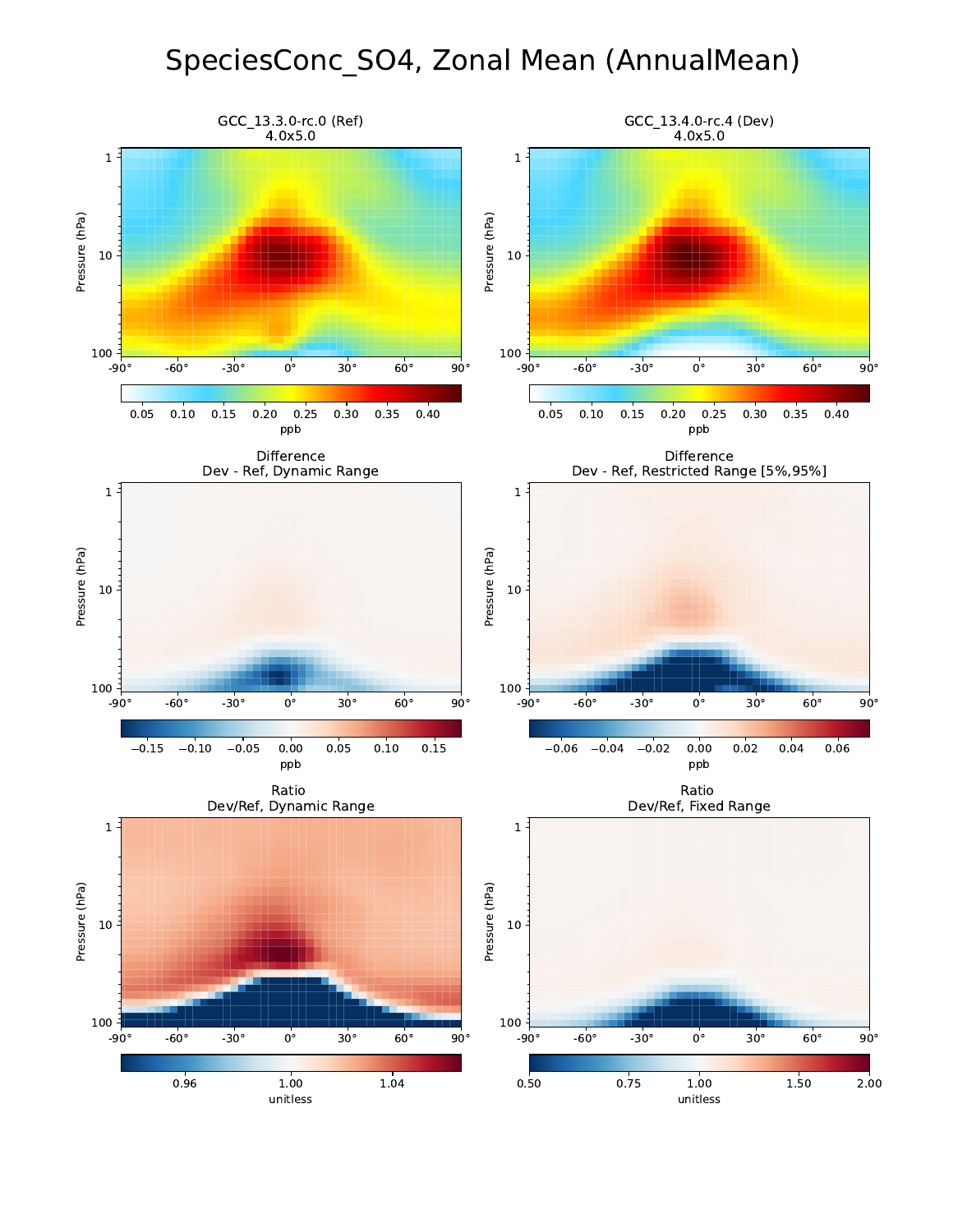# SpeciesConc_SO4, Zonal Mean (AnnualMean)

GCC_13.3.0-rc.0 (Ref)
4.0x5.0

Pressure (hPa)
1
10
100
-90° -60° -30° 0° 30° 60° 90°
0.05 0.10 0.15 0.20 0.25 0.30 0.35 0.40
ppb

GCC_13.4.0-rc.4 (Dev)
4.0x5.0

Pressure (hPa)
1
10
100
-90° -60° -30° 0° 30° 60° 90°
0.05 0.10 0.15 0.20 0.25 0.30 0.35 0.40
ppb

Difference
Dev - Ref, Dynamic Range

Pressure (hPa)
1
10
100
-90° -60° -30° 0° 30° 60° 90°
−0.15 −0.10 −0.05 0.00 0.05 0.10 0.15
ppb

Difference
Dev - Ref, Restricted Range [5%,95%]

Pressure (hPa)
1
10
100
-90° -60° -30° 0° 30° 60° 90°
−0.06 −0.04 −0.02 0.00 0.02 0.04 0.06
ppb

Ratio
Dev/Ref, Dynamic Range

Pressure (hPa)
1
10
100
-90° -60° -30° 0° 30° 60° 90°
0.96 1.00 1.04
unitless

Ratio
Dev/Ref, Fixed Range

Pressure (hPa)
1
10
100
-90° -60° -30° 0° 30° 60° 90°
0.50 0.75 1.00 1.50 2.00
unitless